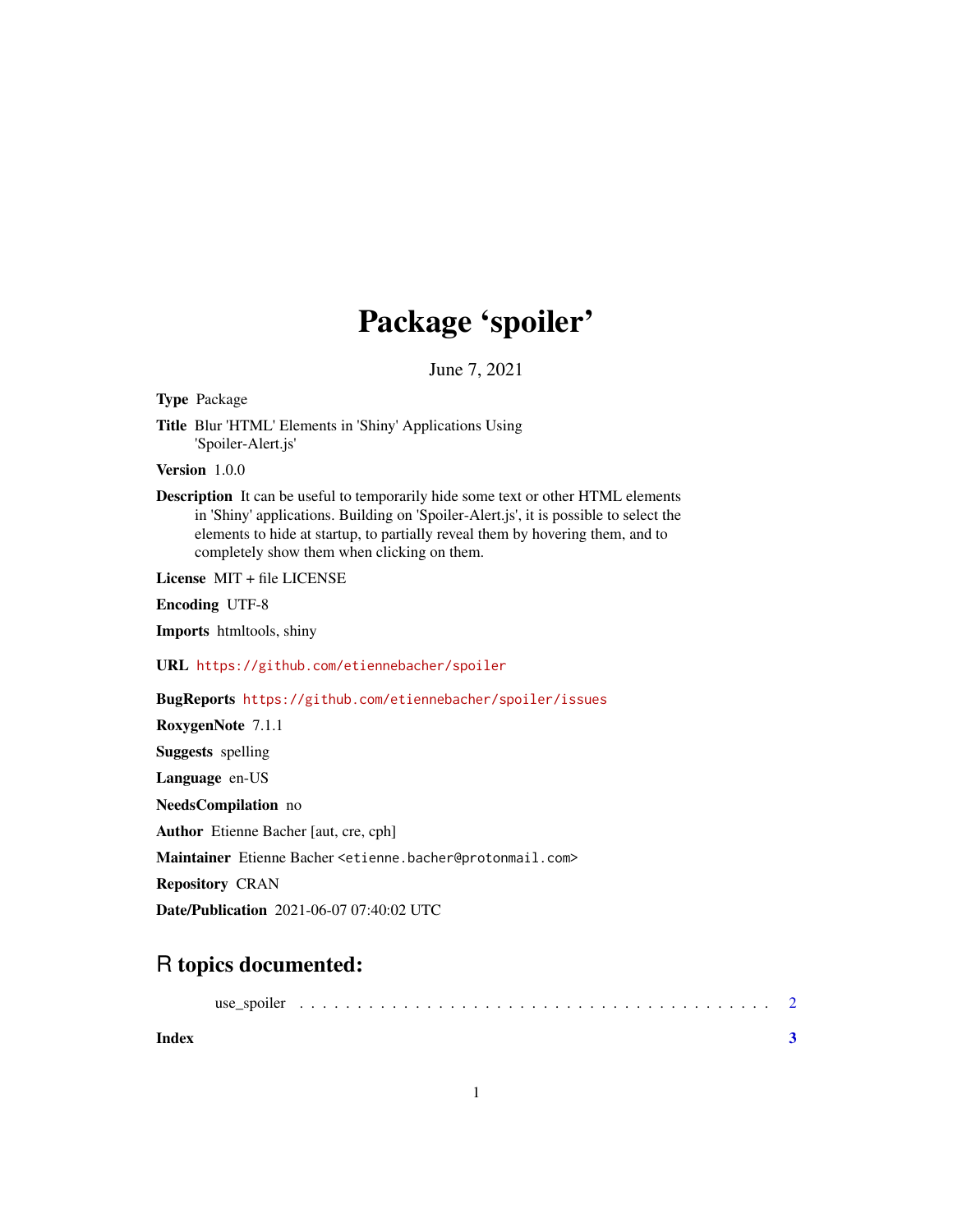# Package 'spoiler'

June 7, 2021

**Type** Package

**Title** Blur 'HTML' Elements in 'Shiny' Applications Using 'Spoiler-Alert.js'

**Version** 1.0.0

**Description** It can be useful to temporarily hide some text or other HTML elements in 'Shiny' applications. Building on 'Spoiler-Alert.js', it is possible to select the elements to hide at startup, to partially reveal them by hovering them, and to completely show them when clicking on them.

**License** MIT + file LICENSE

**Encoding** UTF-8

**Imports** htmltools, shiny

**URL** https://github.com/etiennebacher/spoiler

**BugReports** https://github.com/etiennebacher/spoiler/issues

**RoxygenNote** 7.1.1

**Suggests** spelling

**Language** en-US

**NeedsCompilation** no

**Author** Etienne Bacher [aut, cre, cph]

**Maintainer** Etienne Bacher <etienne.bacher@protonmail.com>

**Repository** CRAN

**Date/Publication** 2021-06-07 07:40:02 UTC

## R topics documented:

use_spoiler . . . . . . . . . . . . . . . . . . . . . . . . . . . . . . . . . . . . . . . 2

**Index** **3**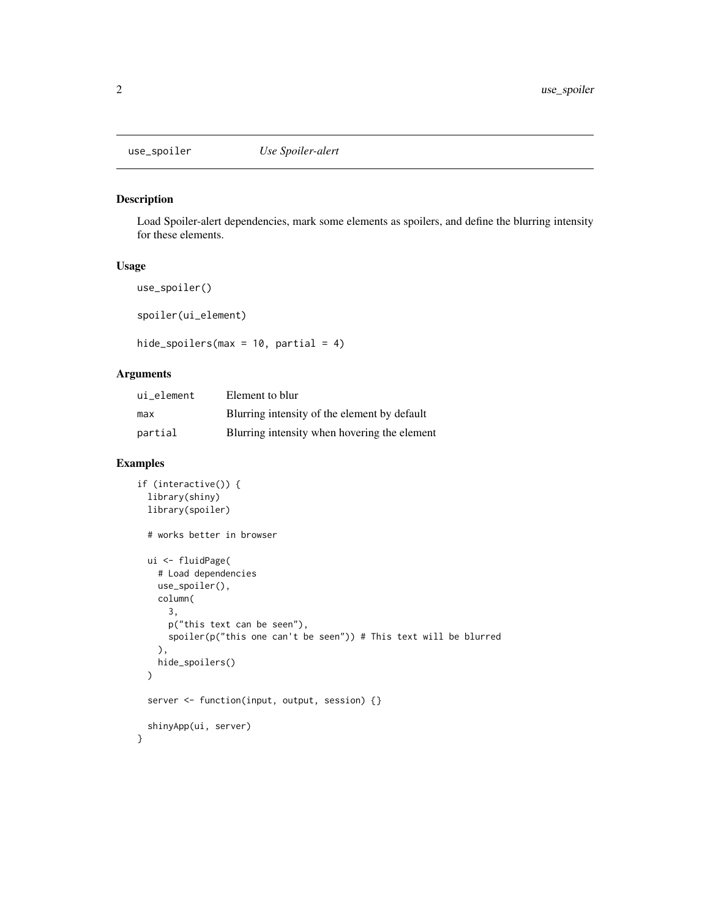use_spoiler *Use Spoiler-alert*

## Description

Load Spoiler-alert dependencies, mark some elements as spoilers, and define the blurring intensity for these elements.

## Usage

```
use_spoiler()

spoiler(ui_element)

hide_spoilers(max = 10, partial = 4)
```

## Arguments

| | |
|---|---|
| ui_element | Element to blur |
| max | Blurring intensity of the element by default |
| partial | Blurring intensity when hovering the element |

## Examples

```
if (interactive()) {
  library(shiny)
  library(spoiler)

  # works better in browser

  ui <- fluidPage(
    # Load dependencies
    use_spoiler(),
    column(
      3,
      p("this text can be seen"),
      spoiler(p("this one can't be seen")) # This text will be blurred
    ),
    hide_spoilers()
  )

  server <- function(input, output, session) {}

  shinyApp(ui, server)
}
```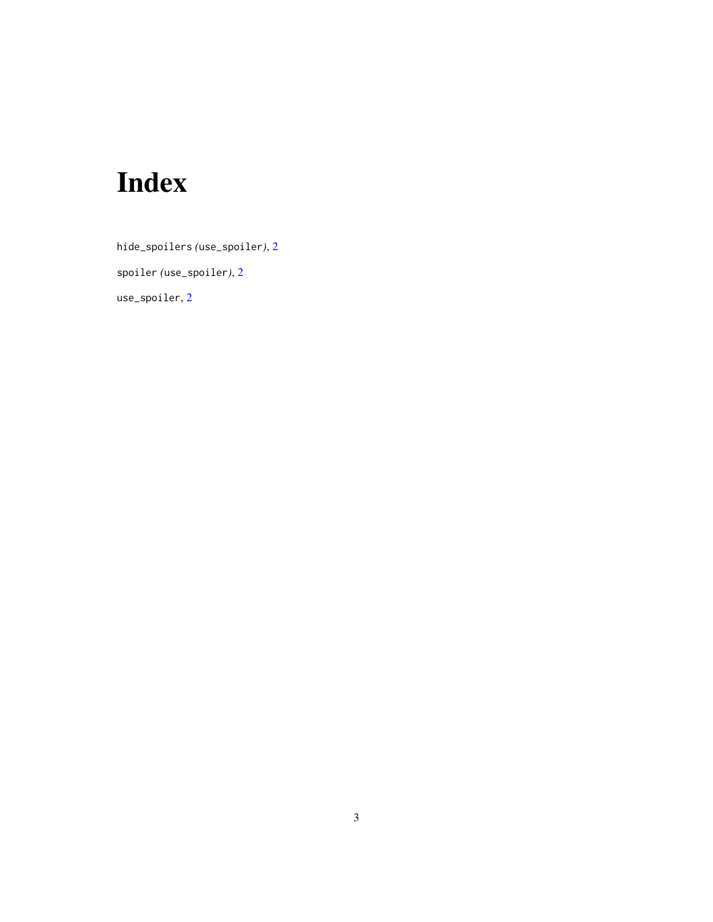# Index

hide_spoilers (use_spoiler), 2

spoiler (use_spoiler), 2

use_spoiler, 2